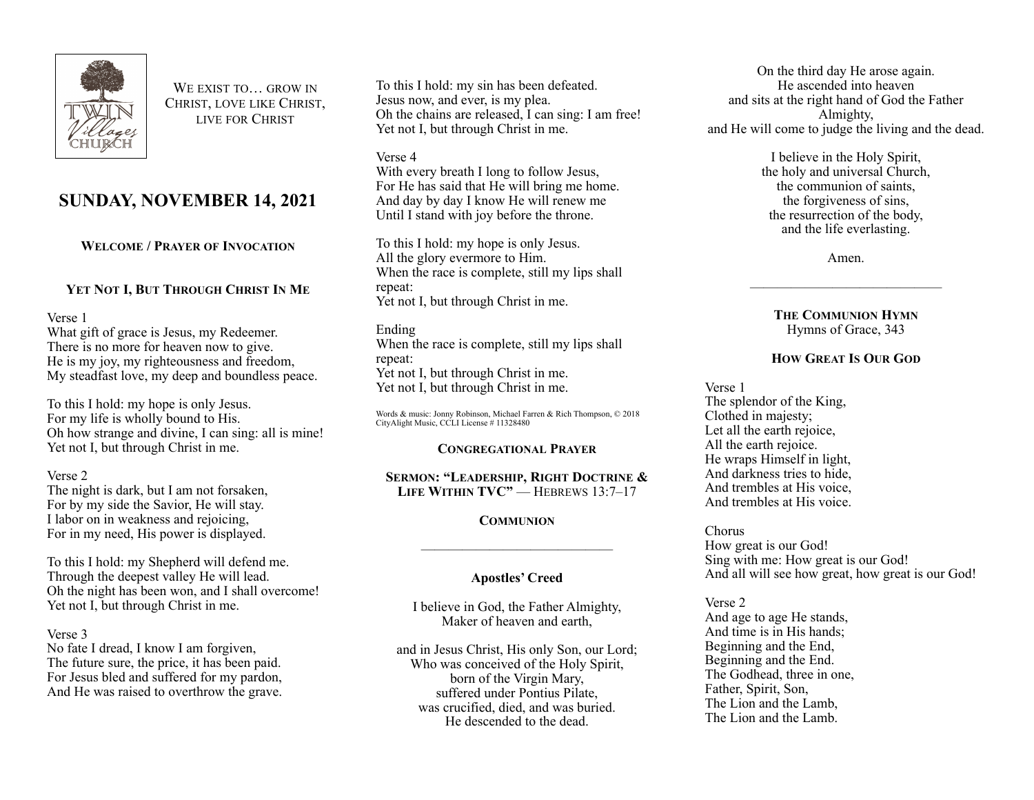We exist to… grow in Christ, love like Christ, live for Christ

# SUNDAY, NOVEMBER 14, 2021

### Welcome / Prayer of Invocation

### Yet Not I, But Through Christ In Me

Verse 1
What gift of grace is Jesus, my Redeemer.
There is no more for heaven now to give.
He is my joy, my righteousness and freedom,
My steadfast love, my deep and boundless peace.

To this I hold: my hope is only Jesus.
For my life is wholly bound to His.
Oh how strange and divine, I can sing: all is mine!
Yet not I, but through Christ in me.

Verse 2
The night is dark, but I am not forsaken,
For by my side the Savior, He will stay.
I labor on in weakness and rejoicing,
For in my need, His power is displayed.

To this I hold: my Shepherd will defend me.
Through the deepest valley He will lead.
Oh the night has been won, and I shall overcome!
Yet not I, but through Christ in me.

Verse 3
No fate I dread, I know I am forgiven,
The future sure, the price, it has been paid.
For Jesus bled and suffered for my pardon,
And He was raised to overthrow the grave.

To this I hold: my sin has been defeated.
Jesus now, and ever, is my plea.
Oh the chains are released, I can sing: I am free!
Yet not I, but through Christ in me.

Verse 4
With every breath I long to follow Jesus,
For He has said that He will bring me home.
And day by day I know He will renew me
Until I stand with joy before the throne.

To this I hold: my hope is only Jesus.
All the glory evermore to Him.
When the race is complete, still my lips shall repeat:
Yet not I, but through Christ in me.

Ending
When the race is complete, still my lips shall repeat:
Yet not I, but through Christ in me.
Yet not I, but through Christ in me.

Words & music: Jonny Robinson, Michael Farren & Rich Thompson, © 2018 CityAlight Music, CCLI License # 11328480

### Congregational Prayer

### Sermon: "Leadership, Right Doctrine & Life Within TVC" — Hebrews 13:7–17

### Communion

---

### Apostles' Creed

I believe in God, the Father Almighty,
Maker of heaven and earth,

and in Jesus Christ, His only Son, our Lord;
Who was conceived of the Holy Spirit,
born of the Virgin Mary,
suffered under Pontius Pilate,
was crucified, died, and was buried.
He descended to the dead.
On the third day He arose again.
He ascended into heaven
and sits at the right hand of God the Father Almighty,
and He will come to judge the living and the dead.

I believe in the Holy Spirit,
the holy and universal Church,
the communion of saints,
the forgiveness of sins,
the resurrection of the body,
and the life everlasting.

Amen.

---

### The Communion Hymn
Hymns of Grace, 343

### How Great Is Our God

Verse 1
The splendor of the King,
Clothed in majesty;
Let all the earth rejoice,
All the earth rejoice.
He wraps Himself in light,
And darkness tries to hide,
And trembles at His voice,
And trembles at His voice.

Chorus
How great is our God!
Sing with me: How great is our God!
And all will see how great, how great is our God!

Verse 2
And age to age He stands,
And time is in His hands;
Beginning and the End,
Beginning and the End.
The Godhead, three in one,
Father, Spirit, Son,
The Lion and the Lamb,
The Lion and the Lamb.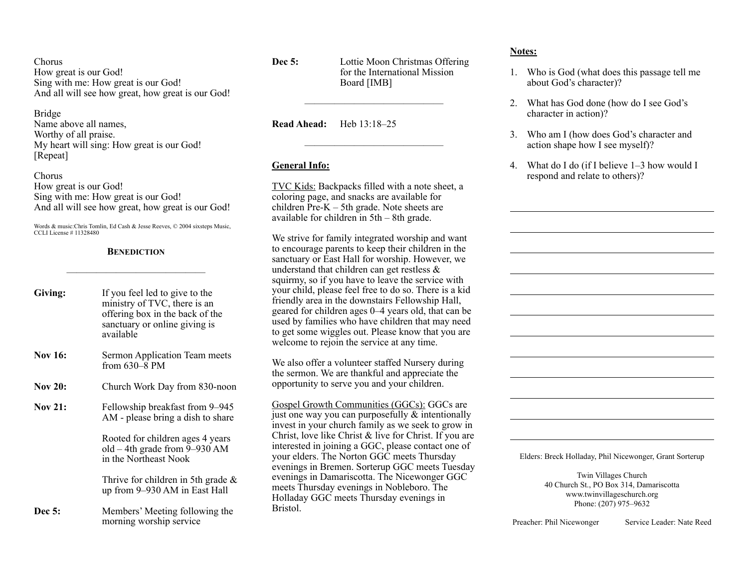Chorus
How great is our God!
Sing with me: How great is our God!
And all will see how great, how great is our God!

Bridge
Name above all names,
Worthy of all praise.
My heart will sing: How great is our God!
[Repeat]

Chorus
How great is our God!
Sing with me: How great is our God!
And all will see how great, how great is our God!

Words & music:Chris Tomlin, Ed Cash & Jesse Reeves, © 2004 sixsteps Music, CCLI License # 11328480

### Benediction

---

**Giving:** If you feel led to give to the ministry of TVC, there is an offering box in the back of the sanctuary or online giving is available

**Nov 16:** Sermon Application Team meets from 630–8 PM

**Nov 20:** Church Work Day from 830-noon

**Nov 21:** Fellowship breakfast from 9–945 AM - please bring a dish to share

Rooted for children ages 4 years old – 4th grade from 9–930 AM in the Northeast Nook

Thrive for children in 5th grade & up from 9–930 AM in East Hall

**Dec 5:** Members' Meeting following the morning worship service

**Dec 5:** Lottie Moon Christmas Offering for the International Mission Board [IMB]

---

**Read Ahead:** Heb 13:18–25

---

**General Info:**

TVC Kids: Backpacks filled with a note sheet, a coloring page, and snacks are available for children Pre-K – 5th grade. Note sheets are available for children in 5th – 8th grade.

We strive for family integrated worship and want to encourage parents to keep their children in the sanctuary or East Hall for worship. However, we understand that children can get restless & squirmy, so if you have to leave the service with your child, please feel free to do so. There is a kid friendly area in the downstairs Fellowship Hall, geared for children ages 0–4 years old, that can be used by families who have children that may need to get some wiggles out. Please know that you are welcome to rejoin the service at any time.

We also offer a volunteer staffed Nursery during the sermon. We are thankful and appreciate the opportunity to serve you and your children.

Gospel Growth Communities (GGCs): GGCs are just one way you can purposefully & intentionally invest in your church family as we seek to grow in Christ, love like Christ & live for Christ. If you are interested in joining a GGC, please contact one of your elders. The Norton GGC meets Thursday evenings in Bremen. Sorterup GGC meets Tuesday evenings in Damariscotta. The Nicewonger GGC meets Thursday evenings in Nobleboro. The Holladay GGC meets Thursday evenings in Bristol.

**Notes:**

1. Who is God (what does this passage tell me about God's character)?
2. What has God done (how do I see God's character in action)?
3. Who am I (how does God's character and action shape how I see myself)?
4. What do I do (if I believe 1–3 how would I respond and relate to others)?

Elders: Breck Holladay, Phil Nicewonger, Grant Sorterup

Twin Villages Church
40 Church St., PO Box 314, Damariscotta
www.twinvillageschurch.org
Phone: (207) 975–9632

Preacher: Phil Nicewonger    Service Leader: Nate Reed